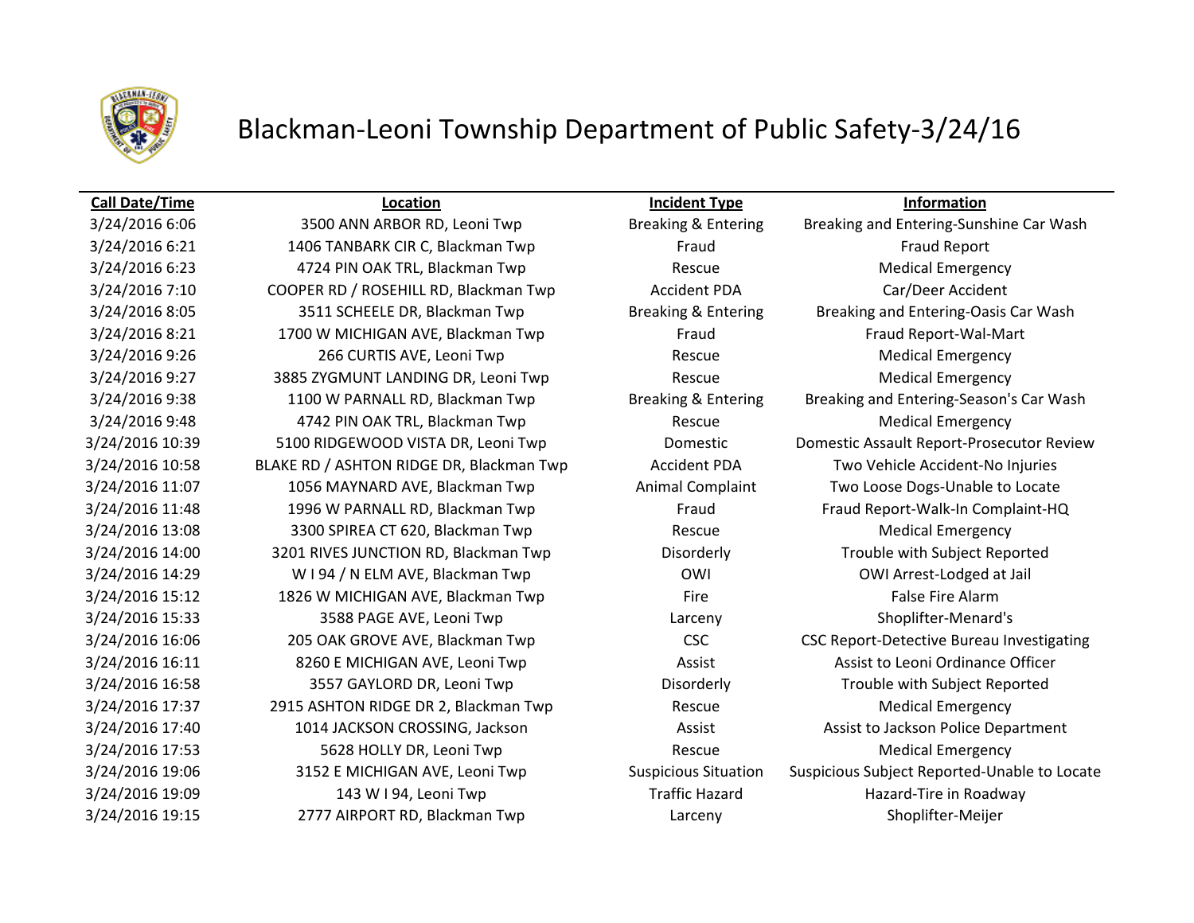# Blackman-Leoni Township Department of Public Safety-3/24/16

| Call Date/Time | Location | Incident Type | Information |
|---|---|---|---|
| 3/24/2016 6:06 | 3500 ANN ARBOR RD, Leoni Twp | Breaking & Entering | Breaking and Entering-Sunshine Car Wash |
| 3/24/2016 6:21 | 1406 TANBARK CIR C, Blackman Twp | Fraud | Fraud Report |
| 3/24/2016 6:23 | 4724 PIN OAK TRL, Blackman Twp | Rescue | Medical Emergency |
| 3/24/2016 7:10 | COOPER RD / ROSEHILL RD, Blackman Twp | Accident PDA | Car/Deer Accident |
| 3/24/2016 8:05 | 3511 SCHEELE DR, Blackman Twp | Breaking & Entering | Breaking and Entering-Oasis Car Wash |
| 3/24/2016 8:21 | 1700 W MICHIGAN AVE, Blackman Twp | Fraud | Fraud Report-Wal-Mart |
| 3/24/2016 9:26 | 266 CURTIS AVE, Leoni Twp | Rescue | Medical Emergency |
| 3/24/2016 9:27 | 3885 ZYGMUNT LANDING DR, Leoni Twp | Rescue | Medical Emergency |
| 3/24/2016 9:38 | 1100 W PARNALL RD, Blackman Twp | Breaking & Entering | Breaking and Entering-Season's Car Wash |
| 3/24/2016 9:48 | 4742 PIN OAK TRL, Blackman Twp | Rescue | Medical Emergency |
| 3/24/2016 10:39 | 5100 RIDGEWOOD VISTA DR, Leoni Twp | Domestic | Domestic Assault Report-Prosecutor Review |
| 3/24/2016 10:58 | BLAKE RD / ASHTON RIDGE DR, Blackman Twp | Accident PDA | Two Vehicle Accident-No Injuries |
| 3/24/2016 11:07 | 1056 MAYNARD AVE, Blackman Twp | Animal Complaint | Two Loose Dogs-Unable to Locate |
| 3/24/2016 11:48 | 1996 W PARNALL RD, Blackman Twp | Fraud | Fraud Report-Walk-In Complaint-HQ |
| 3/24/2016 13:08 | 3300 SPIREA CT 620, Blackman Twp | Rescue | Medical Emergency |
| 3/24/2016 14:00 | 3201 RIVES JUNCTION RD, Blackman Twp | Disorderly | Trouble with Subject Reported |
| 3/24/2016 14:29 | W I 94 / N ELM AVE, Blackman Twp | OWI | OWI Arrest-Lodged at Jail |
| 3/24/2016 15:12 | 1826 W MICHIGAN AVE, Blackman Twp | Fire | False Fire Alarm |
| 3/24/2016 15:33 | 3588 PAGE AVE, Leoni Twp | Larceny | Shoplifter-Menard's |
| 3/24/2016 16:06 | 205 OAK GROVE AVE, Blackman Twp | CSC | CSC Report-Detective Bureau Investigating |
| 3/24/2016 16:11 | 8260 E MICHIGAN AVE, Leoni Twp | Assist | Assist to Leoni Ordinance Officer |
| 3/24/2016 16:58 | 3557 GAYLORD DR, Leoni Twp | Disorderly | Trouble with Subject Reported |
| 3/24/2016 17:37 | 2915 ASHTON RIDGE DR 2, Blackman Twp | Rescue | Medical Emergency |
| 3/24/2016 17:40 | 1014 JACKSON CROSSING, Jackson | Assist | Assist to Jackson Police Department |
| 3/24/2016 17:53 | 5628 HOLLY DR, Leoni Twp | Rescue | Medical Emergency |
| 3/24/2016 19:06 | 3152 E MICHIGAN AVE, Leoni Twp | Suspicious Situation | Suspicious Subject Reported-Unable to Locate |
| 3/24/2016 19:09 | 143 W I 94, Leoni Twp | Traffic Hazard | Hazard-Tire in Roadway |
| 3/24/2016 19:15 | 2777 AIRPORT RD, Blackman Twp | Larceny | Shoplifter-Meijer |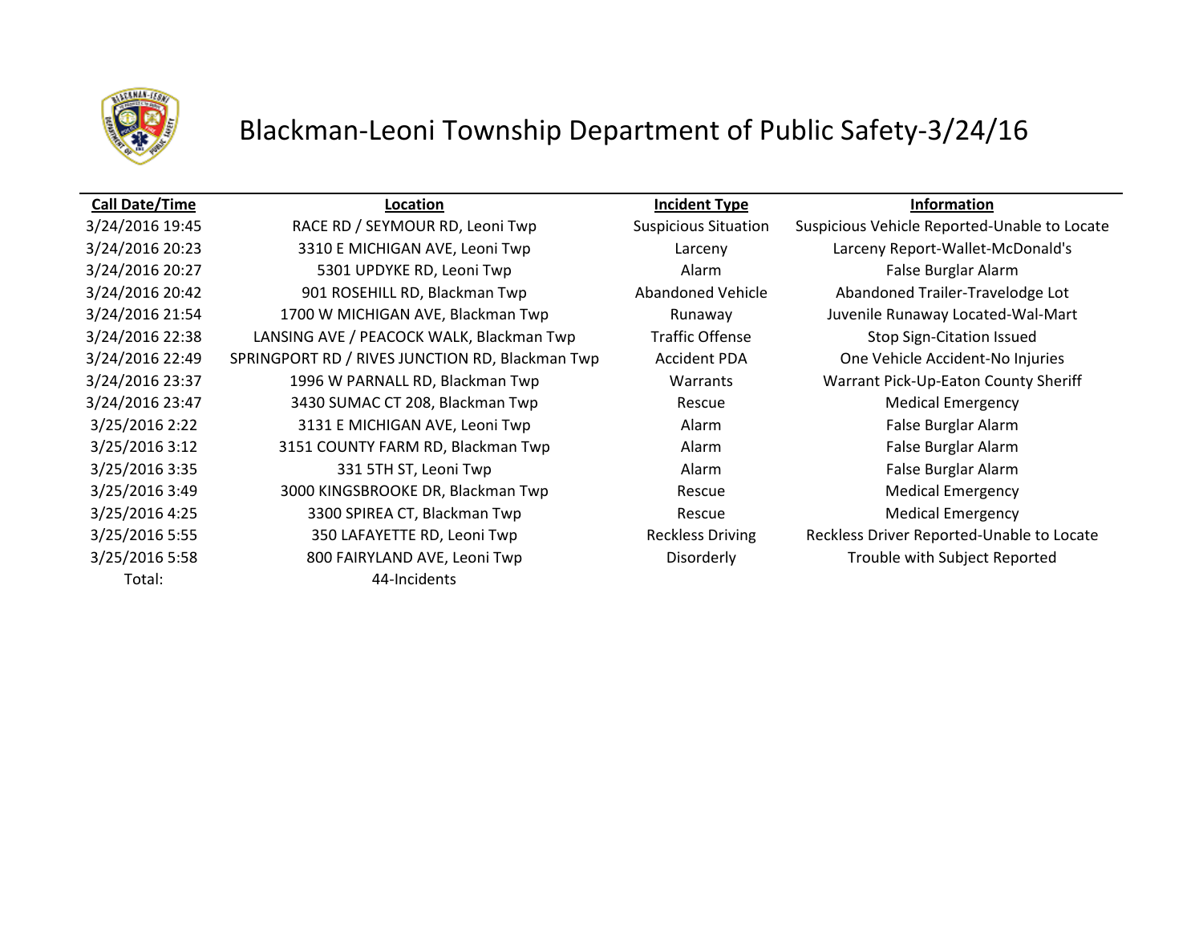# Blackman-Leoni Township Department of Public Safety-3/24/16

| Call Date/Time | Location | Incident Type | Information |
|---|---|---|---|
| 3/24/2016 19:45 | RACE RD / SEYMOUR RD, Leoni Twp | Suspicious Situation | Suspicious Vehicle Reported-Unable to Locate |
| 3/24/2016 20:23 | 3310 E MICHIGAN AVE, Leoni Twp | Larceny | Larceny Report-Wallet-McDonald's |
| 3/24/2016 20:27 | 5301 UPDYKE RD, Leoni Twp | Alarm | False Burglar Alarm |
| 3/24/2016 20:42 | 901 ROSEHILL RD, Blackman Twp | Abandoned Vehicle | Abandoned Trailer-Travelodge Lot |
| 3/24/2016 21:54 | 1700 W MICHIGAN AVE, Blackman Twp | Runaway | Juvenile Runaway Located-Wal-Mart |
| 3/24/2016 22:38 | LANSING AVE / PEACOCK WALK, Blackman Twp | Traffic Offense | Stop Sign-Citation Issued |
| 3/24/2016 22:49 | SPRINGPORT RD / RIVES JUNCTION RD, Blackman Twp | Accident PDA | One Vehicle Accident-No Injuries |
| 3/24/2016 23:37 | 1996 W PARNALL RD, Blackman Twp | Warrants | Warrant Pick-Up-Eaton County Sheriff |
| 3/24/2016 23:47 | 3430 SUMAC CT 208, Blackman Twp | Rescue | Medical Emergency |
| 3/25/2016 2:22 | 3131 E MICHIGAN AVE, Leoni Twp | Alarm | False Burglar Alarm |
| 3/25/2016 3:12 | 3151 COUNTY FARM RD, Blackman Twp | Alarm | False Burglar Alarm |
| 3/25/2016 3:35 | 331 5TH ST, Leoni Twp | Alarm | False Burglar Alarm |
| 3/25/2016 3:49 | 3000 KINGSBROOKE DR, Blackman Twp | Rescue | Medical Emergency |
| 3/25/2016 4:25 | 3300 SPIREA CT, Blackman Twp | Rescue | Medical Emergency |
| 3/25/2016 5:55 | 350 LAFAYETTE RD, Leoni Twp | Reckless Driving | Reckless Driver Reported-Unable to Locate |
| 3/25/2016 5:58 | 800 FAIRYLAND AVE, Leoni Twp | Disorderly | Trouble with Subject Reported |
| Total: | 44-Incidents | | |